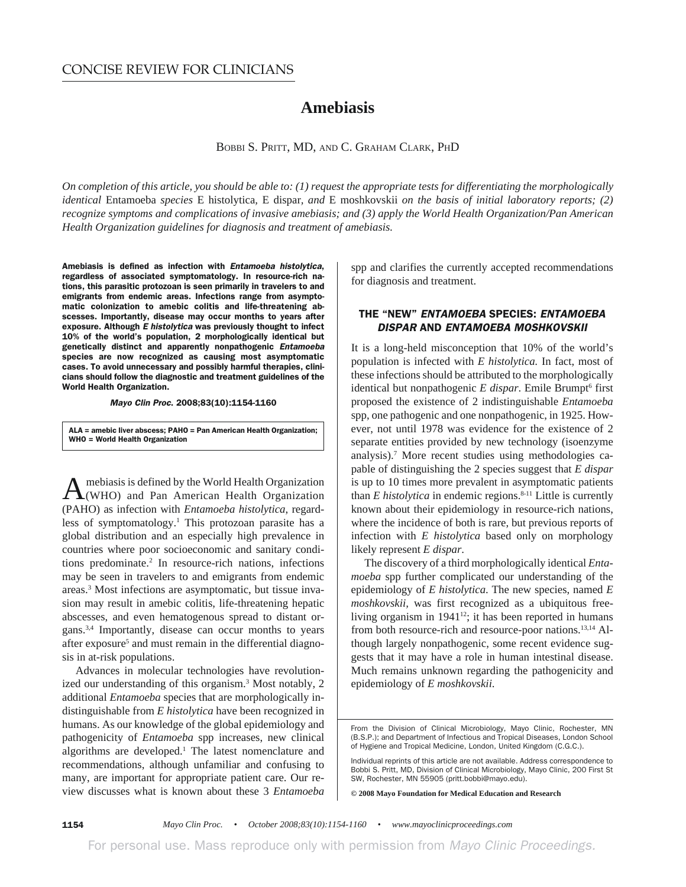CONCISE REVIEW FOR CLINICIANS

# Amebiasis

BOBBI S. PRITT, MD, AND C. GRAHAM CLARK, PHD

*On completion of this article, you should be able to: (1) request the appropriate tests for differentiating the morphologically identical* Entamoeba *species* E histolytica*,* E dispar*, and* E moshkovskii *on the basis of initial laboratory reports; (2) recognize symptoms and complications of invasive amebiasis; and (3) apply the World Health Organization/Pan American Health Organization guidelines for diagnosis and treatment of amebiasis.*

**Amebiasis is defined as infection with *Entamoeba histolytica*, regardless of associated symptomatology. In resource-rich nations, this parasitic protozoan is seen primarily in travelers to and emigrants from endemic areas. Infections range from asymptomatic colonization to amebic colitis and life-threatening abscesses. Importantly, disease may occur months to years after exposure. Although *E histolytica* was previously thought to infect 10% of the world's population, 2 morphologically identical but genetically distinct and apparently nonpathogenic *Entamoeba* species are now recognized as causing most asymptomatic cases. To avoid unnecessary and possibly harmful therapies, clinicians should follow the diagnostic and treatment guidelines of the World Health Organization.**

***Mayo Clin Proc.* 2008;83(10):1154-1160**

ALA = amebic liver abscess; PAHO = Pan American Health Organization; WHO = World Health Organization

Amebiasis is defined by the World Health Organization (WHO) and Pan American Health Organization (PAHO) as infection with *Entamoeba histolytica*, regardless of symptomatology.[1] This protozoan parasite has a global distribution and an especially high prevalence in countries where poor socioeconomic and sanitary conditions predominate.[2] In resource-rich nations, infections may be seen in travelers to and emigrants from endemic areas.[3] Most infections are asymptomatic, but tissue invasion may result in amebic colitis, life-threatening hepatic abscesses, and even hematogenous spread to distant organs.[3,4] Importantly, disease can occur months to years after exposure[5] and must remain in the differential diagnosis in at-risk populations.

Advances in molecular technologies have revolutionized our understanding of this organism.[3] Most notably, 2 additional *Entamoeba* species that are morphologically indistinguishable from *E histolytica* have been recognized in humans. As our knowledge of the global epidemiology and pathogenicity of *Entamoeba* spp increases, new clinical algorithms are developed.[1] The latest nomenclature and recommendations, although unfamiliar and confusing to many, are important for appropriate patient care. Our review discusses what is known about these 3 *Entamoeba* spp and clarifies the currently accepted recommendations for diagnosis and treatment.

## THE "NEW" *ENTAMOEBA* SPECIES: *ENTAMOEBA DISPAR* AND *ENTAMOEBA MOSHKOVSKII*

It is a long-held misconception that 10% of the world's population is infected with *E histolytica*. In fact, most of these infections should be attributed to the morphologically identical but nonpathogenic *E dispar*. Emile Brumpt[6] first proposed the existence of 2 indistinguishable *Entamoeba* spp, one pathogenic and one nonpathogenic, in 1925. However, not until 1978 was evidence for the existence of 2 separate entities provided by new technology (isoenzyme analysis).[7] More recent studies using methodologies capable of distinguishing the 2 species suggest that *E dispar* is up to 10 times more prevalent in asymptomatic patients than *E histolytica* in endemic regions.[8-11] Little is currently known about their epidemiology in resource-rich nations, where the incidence of both is rare, but previous reports of infection with *E histolytica* based only on morphology likely represent *E dispar*.

The discovery of a third morphologically identical *Entamoeba* spp further complicated our understanding of the epidemiology of *E histolytica*. The new species, named *E moshkovskii*, was first recognized as a ubiquitous free-living organism in 1941[12]; it has been reported in humans from both resource-rich and resource-poor nations.[13,14] Although largely nonpathogenic, some recent evidence suggests that it may have a role in human intestinal disease. Much remains unknown regarding the pathogenicity and epidemiology of *E moshkovskii*.

From the Division of Clinical Microbiology, Mayo Clinic, Rochester, MN (B.S.P.); and Department of Infectious and Tropical Diseases, London School of Hygiene and Tropical Medicine, London, United Kingdom (C.G.C.).

Individual reprints of this article are not available. Address correspondence to Bobbi S. Pritt, MD, Division of Clinical Microbiology, Mayo Clinic, 200 First St SW, Rochester, MN 55905 (pritt.bobbi@mayo.edu).

**© 2008 Mayo Foundation for Medical Education and Research**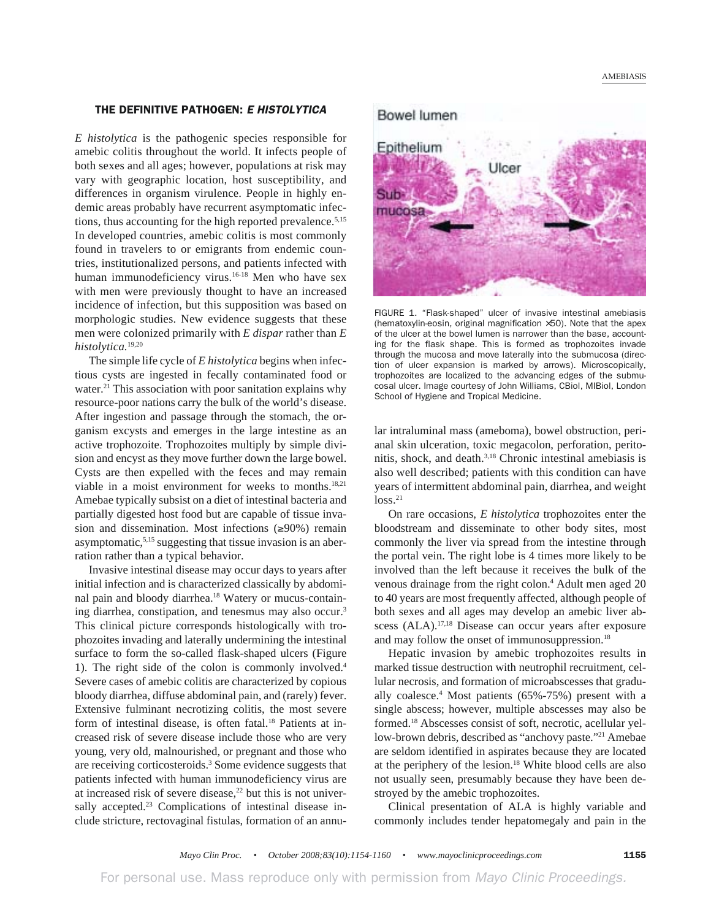## THE DEFINITIVE PATHOGEN: *E HISTOLYTICA*

*E histolytica* is the pathogenic species responsible for amebic colitis throughout the world. It infects people of both sexes and all ages; however, populations at risk may vary with geographic location, host susceptibility, and differences in organism virulence. People in highly endemic areas probably have recurrent asymptomatic infections, thus accounting for the high reported prevalence.[5,15] In developed countries, amebic colitis is most commonly found in travelers to or emigrants from endemic countries, institutionalized persons, and patients infected with human immunodeficiency virus.[16-18] Men who have sex with men were previously thought to have an increased incidence of infection, but this supposition was based on morphologic studies. New evidence suggests that these men were colonized primarily with *E dispar* rather than *E histolytica*.[19,20]

The simple life cycle of *E histolytica* begins when infectious cysts are ingested in fecally contaminated food or water.[21] This association with poor sanitation explains why resource-poor nations carry the bulk of the world's disease. After ingestion and passage through the stomach, the organism excysts and emerges in the large intestine as an active trophozoite. Trophozoites multiply by simple division and encyst as they move further down the large bowel. Cysts are then expelled with the feces and may remain viable in a moist environment for weeks to months.[18,21] Amebae typically subsist on a diet of intestinal bacteria and partially digested host food but are capable of tissue invasion and dissemination. Most infections (≥90%) remain asymptomatic,[5,15] suggesting that tissue invasion is an aberration rather than a typical behavior.

Invasive intestinal disease may occur days to years after initial infection and is characterized classically by abdominal pain and bloody diarrhea.[18] Watery or mucus-containing diarrhea, constipation, and tenesmus may also occur.[3] This clinical picture corresponds histologically with trophozoites invading and laterally undermining the intestinal surface to form the so-called flask-shaped ulcers (Figure 1). The right side of the colon is commonly involved.[4] Severe cases of amebic colitis are characterized by copious bloody diarrhea, diffuse abdominal pain, and (rarely) fever. Extensive fulminant necrotizing colitis, the most severe form of intestinal disease, is often fatal.[18] Patients at increased risk of severe disease include those who are very young, very old, malnourished, or pregnant and those who are receiving corticosteroids.[3] Some evidence suggests that patients infected with human immunodeficiency virus are at increased risk of severe disease,[22] but this is not universally accepted.[23] Complications of intestinal disease include stricture, rectovaginal fistulas, formation of an annular intraluminal mass (ameboma), bowel obstruction, perianal skin ulceration, toxic megacolon, perforation, peritonitis, shock, and death.[3,18] Chronic intestinal amebiasis is also well described; patients with this condition can have years of intermittent abdominal pain, diarrhea, and weight loss.[21]

FIGURE 1. "Flask-shaped" ulcer of invasive intestinal amebiasis (hematoxylin-eosin, original magnification ×50). Note that the apex of the ulcer at the bowel lumen is narrower than the base, accounting for the flask shape. This is formed as trophozoites invade through the mucosa and move laterally into the submucosa (direction of ulcer expansion is marked by arrows). Microscopically, trophozoites are localized to the advancing edges of the submucosal ulcer. Image courtesy of John Williams, CBiol, MIBiol, London School of Hygiene and Tropical Medicine.

On rare occasions, *E histolytica* trophozoites enter the bloodstream and disseminate to other body sites, most commonly the liver via spread from the intestine through the portal vein. The right lobe is 4 times more likely to be involved than the left because it receives the bulk of the venous drainage from the right colon.[4] Adult men aged 20 to 40 years are most frequently affected, although people of both sexes and all ages may develop an amebic liver abscess (ALA).[17,18] Disease can occur years after exposure and may follow the onset of immunosuppression.[18]

Hepatic invasion by amebic trophozoites results in marked tissue destruction with neutrophil recruitment, cellular necrosis, and formation of microabscesses that gradually coalesce.[4] Most patients (65%-75%) present with a single abscess; however, multiple abscesses may also be formed.[18] Abscesses consist of soft, necrotic, acellular yellow-brown debris, described as "anchovy paste."[21] Amebae are seldom identified in aspirates because they are located at the periphery of the lesion.[18] White blood cells are also not usually seen, presumably because they have been destroyed by the amebic trophozoites.

Clinical presentation of ALA is highly variable and commonly includes tender hepatomegaly and pain in the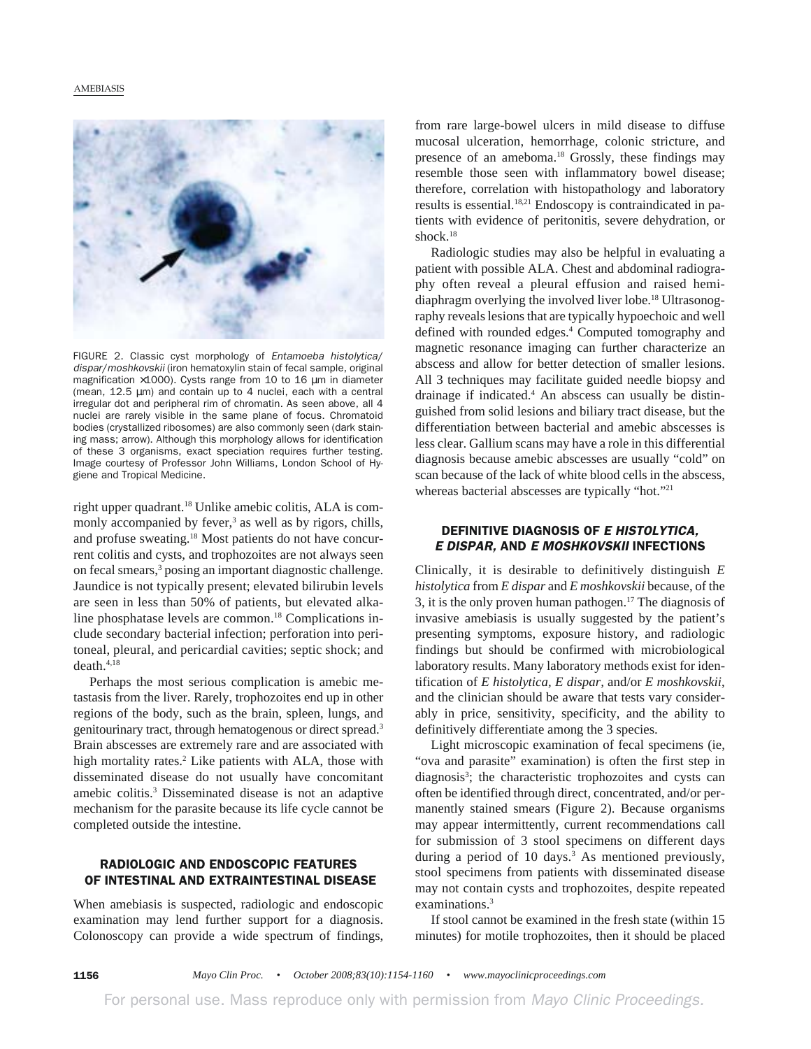FIGURE 2. Classic cyst morphology of *Entamoeba histolytica/dispar/moshkovskii* (iron hematoxylin stain of fecal sample, original magnification ×1000). Cysts range from 10 to 16 μm in diameter (mean, 12.5 μm) and contain up to 4 nuclei, each with a central irregular dot and peripheral rim of chromatin. As seen above, all 4 nuclei are rarely visible in the same plane of focus. Chromatoid bodies (crystallized ribosomes) are also commonly seen (dark staining mass; arrow). Although this morphology allows for identification of these 3 organisms, exact speciation requires further testing. Image courtesy of Professor John Williams, London School of Hygiene and Tropical Medicine.

right upper quadrant.[18] Unlike amebic colitis, ALA is commonly accompanied by fever,[3] as well as by rigors, chills, and profuse sweating.[18] Most patients do not have concurrent colitis and cysts, and trophozoites are not always seen on fecal smears,[3] posing an important diagnostic challenge. Jaundice is not typically present; elevated bilirubin levels are seen in less than 50% of patients, but elevated alkaline phosphatase levels are common.[18] Complications include secondary bacterial infection; perforation into peritoneal, pleural, and pericardial cavities; septic shock; and death.[4,18]

Perhaps the most serious complication is amebic metastasis from the liver. Rarely, trophozoites end up in other regions of the body, such as the brain, spleen, lungs, and genitourinary tract, through hematogenous or direct spread.[3] Brain abscesses are extremely rare and are associated with high mortality rates.[2] Like patients with ALA, those with disseminated disease do not usually have concomitant amebic colitis.[3] Disseminated disease is not an adaptive mechanism for the parasite because its life cycle cannot be completed outside the intestine.

## RADIOLOGIC AND ENDOSCOPIC FEATURES OF INTESTINAL AND EXTRAINTESTINAL DISEASE

When amebiasis is suspected, radiologic and endoscopic examination may lend further support for a diagnosis. Colonoscopy can provide a wide spectrum of findings, from rare large-bowel ulcers in mild disease to diffuse mucosal ulceration, hemorrhage, colonic stricture, and presence of an ameboma.[18] Grossly, these findings may resemble those seen with inflammatory bowel disease; therefore, correlation with histopathology and laboratory results is essential.[18,21] Endoscopy is contraindicated in patients with evidence of peritonitis, severe dehydration, or shock.[18]

Radiologic studies may also be helpful in evaluating a patient with possible ALA. Chest and abdominal radiography often reveal a pleural effusion and raised hemidiaphragm overlying the involved liver lobe.[18] Ultrasonography reveals lesions that are typically hypoechoic and well defined with rounded edges.[4] Computed tomography and magnetic resonance imaging can further characterize an abscess and allow for better detection of smaller lesions. All 3 techniques may facilitate guided needle biopsy and drainage if indicated.[4] An abscess can usually be distinguished from solid lesions and biliary tract disease, but the differentiation between bacterial and amebic abscesses is less clear. Gallium scans may have a role in this differential diagnosis because amebic abscesses are usually "cold" on scan because of the lack of white blood cells in the abscess, whereas bacterial abscesses are typically "hot."[21]

## DEFINITIVE DIAGNOSIS OF *E HISTOLYTICA*, *E DISPAR*, AND *E MOSHKOVSKII* INFECTIONS

Clinically, it is desirable to definitively distinguish *E histolytica* from *E dispar* and *E moshkovskii* because, of the 3, it is the only proven human pathogen.[17] The diagnosis of invasive amebiasis is usually suggested by the patient's presenting symptoms, exposure history, and radiologic findings but should be confirmed with microbiological laboratory results. Many laboratory methods exist for identification of *E histolytica*, *E dispar*, and/or *E moshkovskii*, and the clinician should be aware that tests vary considerably in price, sensitivity, specificity, and the ability to definitively differentiate among the 3 species.

Light microscopic examination of fecal specimens (ie, "ova and parasite" examination) is often the first step in diagnosis[3]; the characteristic trophozoites and cysts can often be identified through direct, concentrated, and/or permanently stained smears (Figure 2). Because organisms may appear intermittently, current recommendations call for submission of 3 stool specimens on different days during a period of 10 days.[3] As mentioned previously, stool specimens from patients with disseminated disease may not contain cysts and trophozoites, despite repeated examinations.[3]

If stool cannot be examined in the fresh state (within 15 minutes) for motile trophozoites, then it should be placed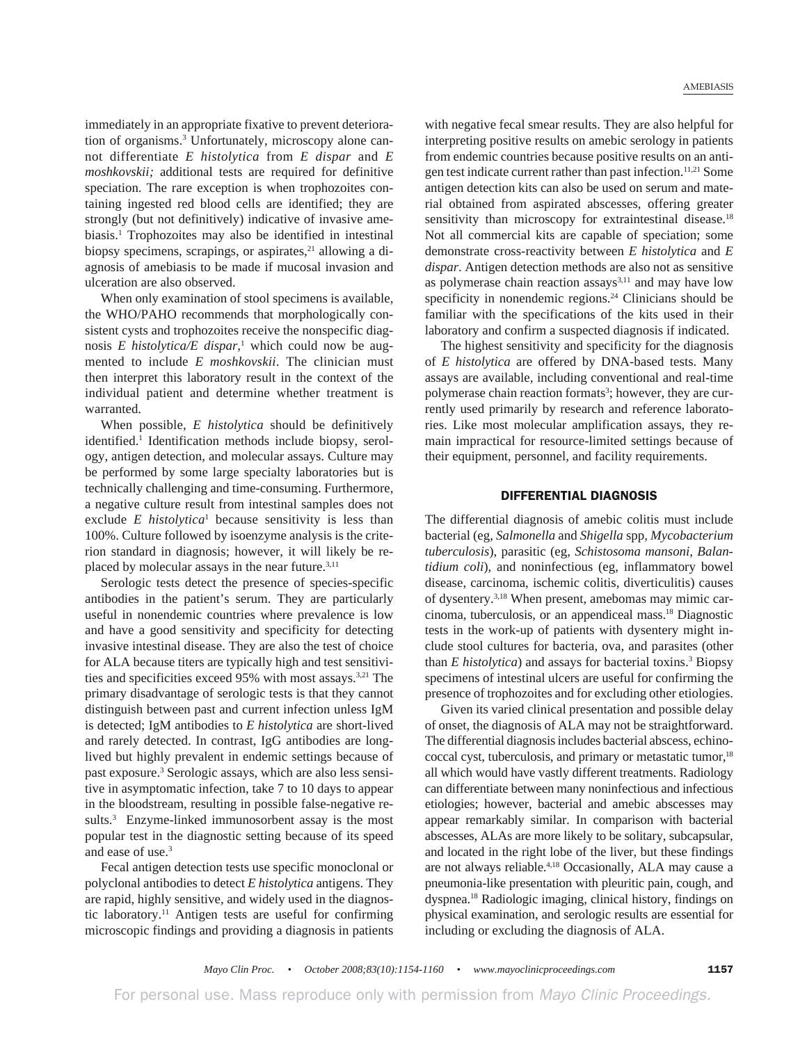immediately in an appropriate fixative to prevent deterioration of organisms.[3] Unfortunately, microscopy alone cannot differentiate *E histolytica* from *E dispar* and *E moshkovskii;* additional tests are required for definitive speciation. The rare exception is when trophozoites containing ingested red blood cells are identified; they are strongly (but not definitively) indicative of invasive amebiasis.[1] Trophozoites may also be identified in intestinal biopsy specimens, scrapings, or aspirates,[21] allowing a diagnosis of amebiasis to be made if mucosal invasion and ulceration are also observed.

When only examination of stool specimens is available, the WHO/PAHO recommends that morphologically consistent cysts and trophozoites receive the nonspecific diagnosis *E histolytica/E dispar*,[1] which could now be augmented to include *E moshkovskii*. The clinician must then interpret this laboratory result in the context of the individual patient and determine whether treatment is warranted.

When possible, *E histolytica* should be definitively identified.[1] Identification methods include biopsy, serology, antigen detection, and molecular assays. Culture may be performed by some large specialty laboratories but is technically challenging and time-consuming. Furthermore, a negative culture result from intestinal samples does not exclude *E histolytica*[1] because sensitivity is less than 100%. Culture followed by isoenzyme analysis is the criterion standard in diagnosis; however, it will likely be replaced by molecular assays in the near future.[3,11]

Serologic tests detect the presence of species-specific antibodies in the patient's serum. They are particularly useful in nonendemic countries where prevalence is low and have a good sensitivity and specificity for detecting invasive intestinal disease. They are also the test of choice for ALA because titers are typically high and test sensitivities and specificities exceed 95% with most assays.[3,21] The primary disadvantage of serologic tests is that they cannot distinguish between past and current infection unless IgM is detected; IgM antibodies to *E histolytica* are short-lived and rarely detected. In contrast, IgG antibodies are long-lived but highly prevalent in endemic settings because of past exposure.[3] Serologic assays, which are also less sensitive in asymptomatic infection, take 7 to 10 days to appear in the bloodstream, resulting in possible false-negative results.[3] Enzyme-linked immunosorbent assay is the most popular test in the diagnostic setting because of its speed and ease of use.[3]

Fecal antigen detection tests use specific monoclonal or polyclonal antibodies to detect *E histolytica* antigens. They are rapid, highly sensitive, and widely used in the diagnostic laboratory.[11] Antigen tests are useful for confirming microscopic findings and providing a diagnosis in patients with negative fecal smear results. They are also helpful for interpreting positive results on amebic serology in patients from endemic countries because positive results on an antigen test indicate current rather than past infection.[11,21] Some antigen detection kits can also be used on serum and material obtained from aspirated abscesses, offering greater sensitivity than microscopy for extraintestinal disease.[18] Not all commercial kits are capable of speciation; some demonstrate cross-reactivity between *E histolytica* and *E dispar*. Antigen detection methods are also not as sensitive as polymerase chain reaction assays[3,11] and may have low specificity in nonendemic regions.[24] Clinicians should be familiar with the specifications of the kits used in their laboratory and confirm a suspected diagnosis if indicated.

The highest sensitivity and specificity for the diagnosis of *E histolytica* are offered by DNA-based tests. Many assays are available, including conventional and real-time polymerase chain reaction formats[3]; however, they are currently used primarily by research and reference laboratories. Like most molecular amplification assays, they remain impractical for resource-limited settings because of their equipment, personnel, and facility requirements.

## DIFFERENTIAL DIAGNOSIS

The differential diagnosis of amebic colitis must include bacterial (eg, *Salmonella* and *Shigella* spp, *Mycobacterium tuberculosis*), parasitic (eg, *Schistosoma mansoni*, *Balantidium coli*), and noninfectious (eg, inflammatory bowel disease, carcinoma, ischemic colitis, diverticulitis) causes of dysentery.[3,18] When present, amebomas may mimic carcinoma, tuberculosis, or an appendiceal mass.[18] Diagnostic tests in the work-up of patients with dysentery might include stool cultures for bacteria, ova, and parasites (other than *E histolytica*) and assays for bacterial toxins.[3] Biopsy specimens of intestinal ulcers are useful for confirming the presence of trophozoites and for excluding other etiologies.

Given its varied clinical presentation and possible delay of onset, the diagnosis of ALA may not be straightforward. The differential diagnosis includes bacterial abscess, echinococcal cyst, tuberculosis, and primary or metastatic tumor,[18] all which would have vastly different treatments. Radiology can differentiate between many noninfectious and infectious etiologies; however, bacterial and amebic abscesses may appear remarkably similar. In comparison with bacterial abscesses, ALAs are more likely to be solitary, subcapsular, and located in the right lobe of the liver, but these findings are not always reliable.[4,18] Occasionally, ALA may cause a pneumonia-like presentation with pleuritic pain, cough, and dyspnea.[18] Radiologic imaging, clinical history, findings on physical examination, and serologic results are essential for including or excluding the diagnosis of ALA.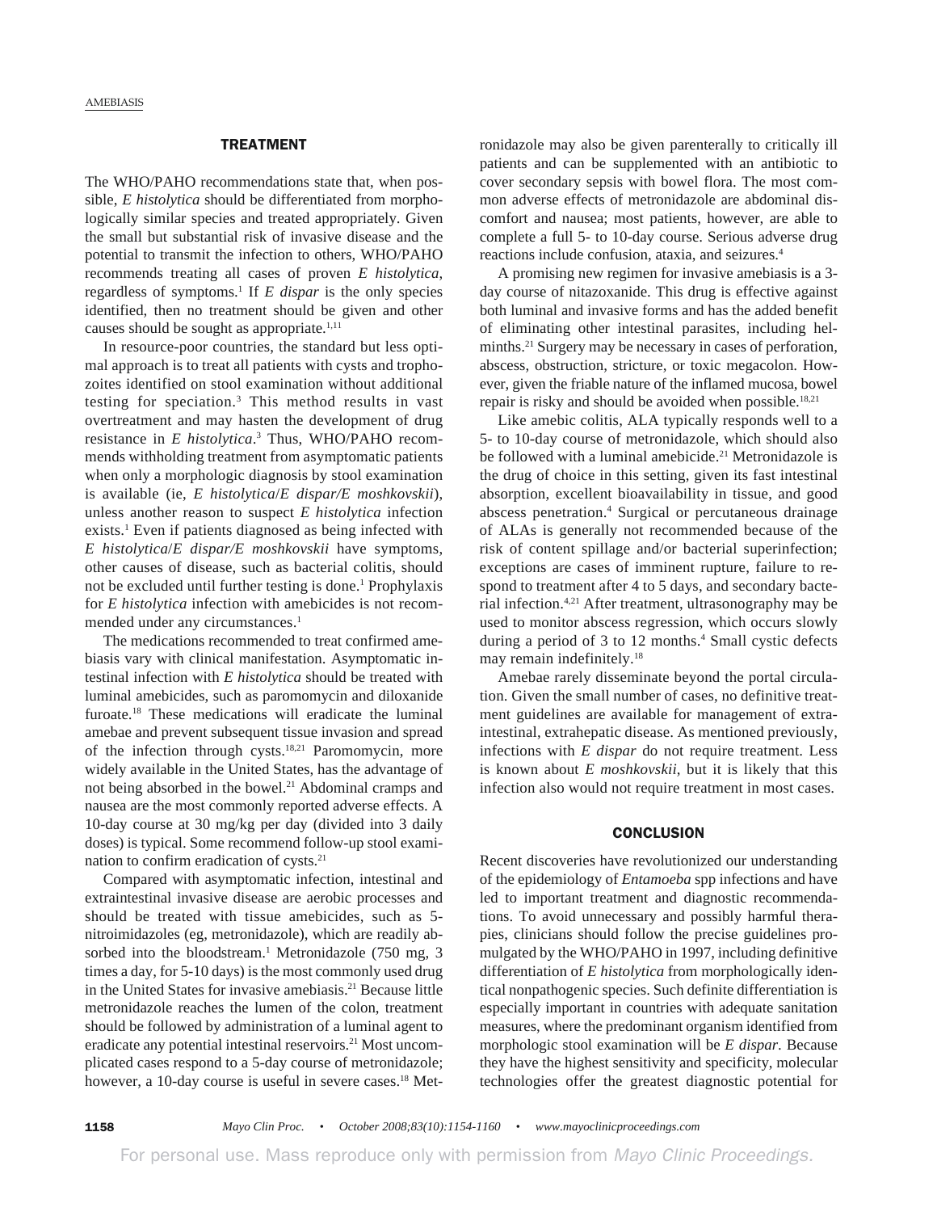## TREATMENT

The WHO/PAHO recommendations state that, when possible, *E histolytica* should be differentiated from morphologically similar species and treated appropriately. Given the small but substantial risk of invasive disease and the potential to transmit the infection to others, WHO/PAHO recommends treating all cases of proven *E histolytica*, regardless of symptoms.[1] If *E dispar* is the only species identified, then no treatment should be given and other causes should be sought as appropriate.[1,11]

In resource-poor countries, the standard but less optimal approach is to treat all patients with cysts and trophozoites identified on stool examination without additional testing for speciation.[3] This method results in vast overtreatment and may hasten the development of drug resistance in *E histolytica*.[3] Thus, WHO/PAHO recommends withholding treatment from asymptomatic patients when only a morphologic diagnosis by stool examination is available (ie, *E histolytica*/*E dispar/E moshkovskii*), unless another reason to suspect *E histolytica* infection exists.[1] Even if patients diagnosed as being infected with *E histolytica*/*E dispar/E moshkovskii* have symptoms, other causes of disease, such as bacterial colitis, should not be excluded until further testing is done.[1] Prophylaxis for *E histolytica* infection with amebicides is not recommended under any circumstances.[1]

The medications recommended to treat confirmed amebiasis vary with clinical manifestation. Asymptomatic intestinal infection with *E histolytica* should be treated with luminal amebicides, such as paromomycin and diloxanide furoate.[18] These medications will eradicate the luminal amebae and prevent subsequent tissue invasion and spread of the infection through cysts.[18,21] Paromomycin, more widely available in the United States, has the advantage of not being absorbed in the bowel.[21] Abdominal cramps and nausea are the most commonly reported adverse effects. A 10-day course at 30 mg/kg per day (divided into 3 daily doses) is typical. Some recommend follow-up stool examination to confirm eradication of cysts.[21]

Compared with asymptomatic infection, intestinal and extraintestinal invasive disease are aerobic processes and should be treated with tissue amebicides, such as 5-nitroimidazoles (eg, metronidazole), which are readily absorbed into the bloodstream.[1] Metronidazole (750 mg, 3 times a day, for 5-10 days) is the most commonly used drug in the United States for invasive amebiasis.[21] Because little metronidazole reaches the lumen of the colon, treatment should be followed by administration of a luminal agent to eradicate any potential intestinal reservoirs.[21] Most uncomplicated cases respond to a 5-day course of metronidazole; however, a 10-day course is useful in severe cases.[18] Metronidazole may also be given parenterally to critically ill patients and can be supplemented with an antibiotic to cover secondary sepsis with bowel flora. The most common adverse effects of metronidazole are abdominal discomfort and nausea; most patients, however, are able to complete a full 5- to 10-day course. Serious adverse drug reactions include confusion, ataxia, and seizures.[4]

A promising new regimen for invasive amebiasis is a 3-day course of nitazoxanide. This drug is effective against both luminal and invasive forms and has the added benefit of eliminating other intestinal parasites, including helminths.[21] Surgery may be necessary in cases of perforation, abscess, obstruction, stricture, or toxic megacolon. However, given the friable nature of the inflamed mucosa, bowel repair is risky and should be avoided when possible.[18,21]

Like amebic colitis, ALA typically responds well to a 5- to 10-day course of metronidazole, which should also be followed with a luminal amebicide.[21] Metronidazole is the drug of choice in this setting, given its fast intestinal absorption, excellent bioavailability in tissue, and good abscess penetration.[4] Surgical or percutaneous drainage of ALAs is generally not recommended because of the risk of content spillage and/or bacterial superinfection; exceptions are cases of imminent rupture, failure to respond to treatment after 4 to 5 days, and secondary bacterial infection.[4,21] After treatment, ultrasonography may be used to monitor abscess regression, which occurs slowly during a period of 3 to 12 months.[4] Small cystic defects may remain indefinitely.[18]

Amebae rarely disseminate beyond the portal circulation. Given the small number of cases, no definitive treatment guidelines are available for management of extraintestinal, extrahepatic disease. As mentioned previously, infections with *E dispar* do not require treatment. Less is known about *E moshkovskii*, but it is likely that this infection also would not require treatment in most cases.

## CONCLUSION

Recent discoveries have revolutionized our understanding of the epidemiology of *Entamoeba* spp infections and have led to important treatment and diagnostic recommendations. To avoid unnecessary and possibly harmful therapies, clinicians should follow the precise guidelines promulgated by the WHO/PAHO in 1997, including definitive differentiation of *E histolytica* from morphologically identical nonpathogenic species. Such definite differentiation is especially important in countries with adequate sanitation measures, where the predominant organism identified from morphologic stool examination will be *E dispar*. Because they have the highest sensitivity and specificity, molecular technologies offer the greatest diagnostic potential for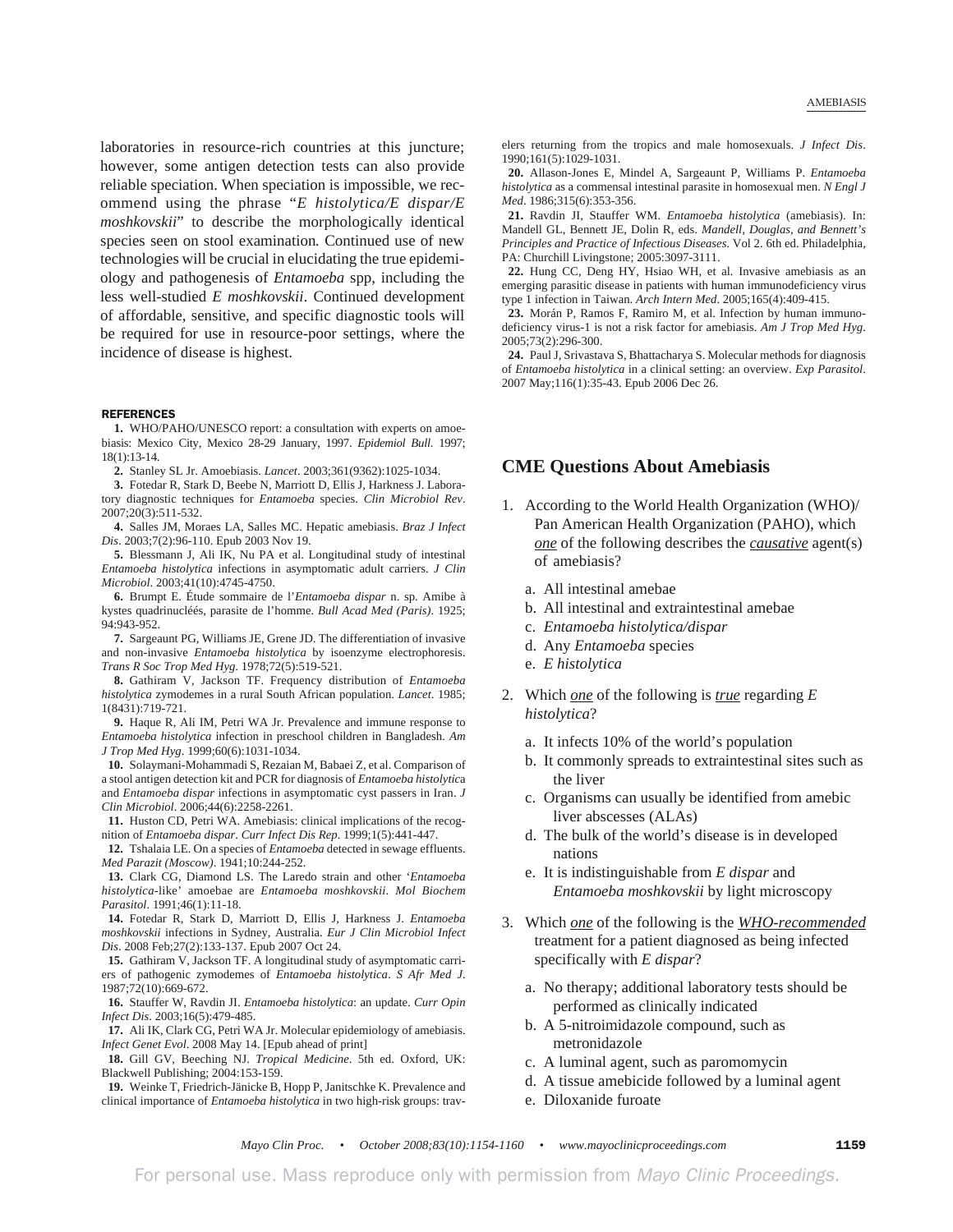laboratories in resource-rich countries at this juncture; however, some antigen detection tests can also provide reliable speciation. When speciation is impossible, we recommend using the phrase "*E histolytica/E dispar/E moshkovskii*" to describe the morphologically identical species seen on stool examination. Continued use of new technologies will be crucial in elucidating the true epidemiology and pathogenesis of *Entamoeba* spp, including the less well-studied *E moshkovskii*. Continued development of affordable, sensitive, and specific diagnostic tools will be required for use in resource-poor settings, where the incidence of disease is highest.

## REFERENCES

1. WHO/PAHO/UNESCO report: a consultation with experts on amoebiasis: Mexico City, Mexico 28-29 January, 1997. *Epidemiol Bull*. 1997; 18(1):13-14.
2. Stanley SL Jr. Amoebiasis. *Lancet*. 2003;361(9362):1025-1034.
3. Fotedar R, Stark D, Beebe N, Marriott D, Ellis J, Harkness J. Laboratory diagnostic techniques for *Entamoeba* species. *Clin Microbiol Rev*. 2007;20(3):511-532.
4. Salles JM, Moraes LA, Salles MC. Hepatic amebiasis. *Braz J Infect Dis*. 2003;7(2):96-110. Epub 2003 Nov 19.
5. Blessmann J, Ali IK, Nu PA et al. Longitudinal study of intestinal *Entamoeba histolytica* infections in asymptomatic adult carriers. *J Clin Microbiol*. 2003;41(10):4745-4750.
6. Brumpt E. Étude sommaire de l'*Entamoeba dispar* n. sp. Amibe à kystes quadrinucléés, parasite de l'homme. *Bull Acad Med (Paris)*. 1925; 94:943-952.
7. Sargeaunt PG, Williams JE, Grene JD. The differentiation of invasive and non-invasive *Entamoeba histolytica* by isoenzyme electrophoresis. *Trans R Soc Trop Med Hyg*. 1978;72(5):519-521.
8. Gathiram V, Jackson TF. Frequency distribution of *Entamoeba histolytica* zymodemes in a rural South African population. *Lancet*. 1985; 1(8431):719-721.
9. Haque R, Ali IM, Petri WA Jr. Prevalence and immune response to *Entamoeba histolytica* infection in preschool children in Bangladesh. *Am J Trop Med Hyg*. 1999;60(6):1031-1034.
10. Solaymani-Mohammadi S, Rezaian M, Babaei Z, et al. Comparison of a stool antigen detection kit and PCR for diagnosis of *Entamoeba histolytica* and *Entamoeba dispar* infections in asymptomatic cyst passers in Iran. *J Clin Microbiol*. 2006;44(6):2258-2261.
11. Huston CD, Petri WA. Amebiasis: clinical implications of the recognition of *Entamoeba dispar*. *Curr Infect Dis Rep*. 1999;1(5):441-447.
12. Tshalaia LE. On a species of *Entamoeba* detected in sewage effluents. *Med Parazit (Moscow)*. 1941;10:244-252.
13. Clark CG, Diamond LS. The Laredo strain and other '*Entamoeba histolytica*-like' amoebae are *Entamoeba moshkovskii*. *Mol Biochem Parasitol*. 1991;46(1):11-18.
14. Fotedar R, Stark D, Marriott D, Ellis J, Harkness J. *Entamoeba moshkovskii* infections in Sydney, Australia. *Eur J Clin Microbiol Infect Dis*. 2008 Feb;27(2):133-137. Epub 2007 Oct 24.
15. Gathiram V, Jackson TF. A longitudinal study of asymptomatic carriers of pathogenic zymodemes of *Entamoeba histolytica*. *S Afr Med J*. 1987;72(10):669-672.
16. Stauffer W, Ravdin JI. *Entamoeba histolytica*: an update. *Curr Opin Infect Dis*. 2003;16(5):479-485.
17. Ali IK, Clark CG, Petri WA Jr. Molecular epidemiology of amebiasis. *Infect Genet Evol*. 2008 May 14. [Epub ahead of print]
18. Gill GV, Beeching NJ. *Tropical Medicine*. 5th ed. Oxford, UK: Blackwell Publishing; 2004:153-159.
19. Weinke T, Friedrich-Jänicke B, Hopp P, Janitschke K. Prevalence and clinical importance of *Entamoeba histolytica* in two high-risk groups: travelers returning from the tropics and male homosexuals. *J Infect Dis*. 1990;161(5):1029-1031.
20. Allason-Jones E, Mindel A, Sargeaunt P, Williams P. *Entamoeba histolytica* as a commensal intestinal parasite in homosexual men. *N Engl J Med*. 1986;315(6):353-356.
21. Ravdin JI, Stauffer WM. *Entamoeba histolytica* (amebiasis). In: Mandell GL, Bennett JE, Dolin R, eds. *Mandell, Douglas, and Bennett's Principles and Practice of Infectious Diseases*. Vol 2. 6th ed. Philadelphia, PA: Churchill Livingstone; 2005:3097-3111.
22. Hung CC, Deng HY, Hsiao WH, et al. Invasive amebiasis as an emerging parasitic disease in patients with human immunodeficiency virus type 1 infection in Taiwan. *Arch Intern Med*. 2005;165(4):409-415.
23. Morán P, Ramos F, Ramiro M, et al. Infection by human immunodeficiency virus-1 is not a risk factor for amebiasis. *Am J Trop Med Hyg*. 2005;73(2):296-300.
24. Paul J, Srivastava S, Bhattacharya S. Molecular methods for diagnosis of *Entamoeba histolytica* in a clinical setting: an overview. *Exp Parasitol*. 2007 May;116(1):35-43. Epub 2006 Dec 26.

## CME Questions About Amebiasis

1. According to the World Health Organization (WHO)/ Pan American Health Organization (PAHO), which ***one*** of the following describes the ***causative*** agent(s) of amebiasis?
   a. All intestinal amebae
   b. All intestinal and extraintestinal amebae
   c. *Entamoeba histolytica/dispar*
   d. Any *Entamoeba* species
   e. *E histolytica*

2. Which ***one*** of the following is ***true*** regarding *E histolytica*?
   a. It infects 10% of the world's population
   b. It commonly spreads to extraintestinal sites such as the liver
   c. Organisms can usually be identified from amebic liver abscesses (ALAs)
   d. The bulk of the world's disease is in developed nations
   e. It is indistinguishable from *E dispar* and *Entamoeba moshkovskii* by light microscopy

3. Which ***one*** of the following is the ***WHO-recommended*** treatment for a patient diagnosed as being infected specifically with *E dispar*?
   a. No therapy; additional laboratory tests should be performed as clinically indicated
   b. A 5-nitroimidazole compound, such as metronidazole
   c. A luminal agent, such as paromomycin
   d. A tissue amebicide followed by a luminal agent
   e. Diloxanide furoate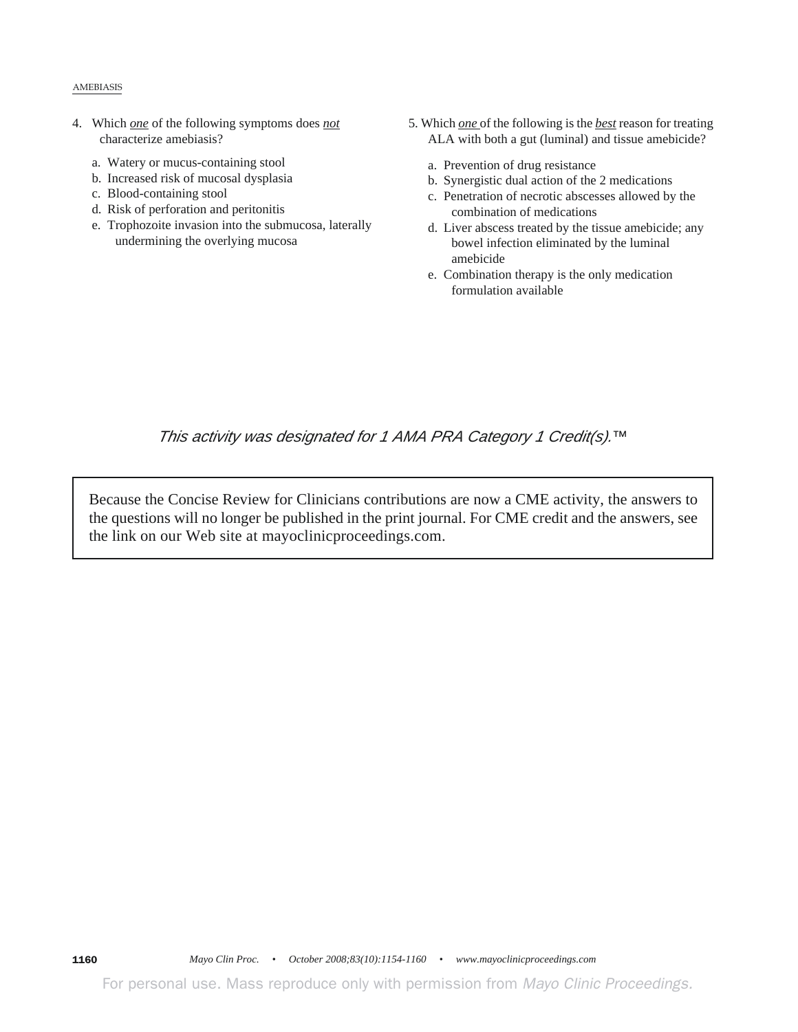4. Which *one* of the following symptoms does *not* characterize amebiasis?

   a. Watery or mucus-containing stool
   b. Increased risk of mucosal dysplasia
   c. Blood-containing stool
   d. Risk of perforation and peritonitis
   e. Trophozoite invasion into the submucosa, laterally undermining the overlying mucosa

5. Which *one* of the following is the *best* reason for treating ALA with both a gut (luminal) and tissue amebicide?

   a. Prevention of drug resistance
   b. Synergistic dual action of the 2 medications
   c. Penetration of necrotic abscesses allowed by the combination of medications
   d. Liver abscess treated by the tissue amebicide; any bowel infection eliminated by the luminal amebicide
   e. Combination therapy is the only medication formulation available

*This activity was designated for 1 AMA PRA Category 1 Credit(s).™*

Because the Concise Review for Clinicians contributions are now a CME activity, the answers to the questions will no longer be published in the print journal. For CME credit and the answers, see the link on our Web site at mayoclinicproceedings.com.